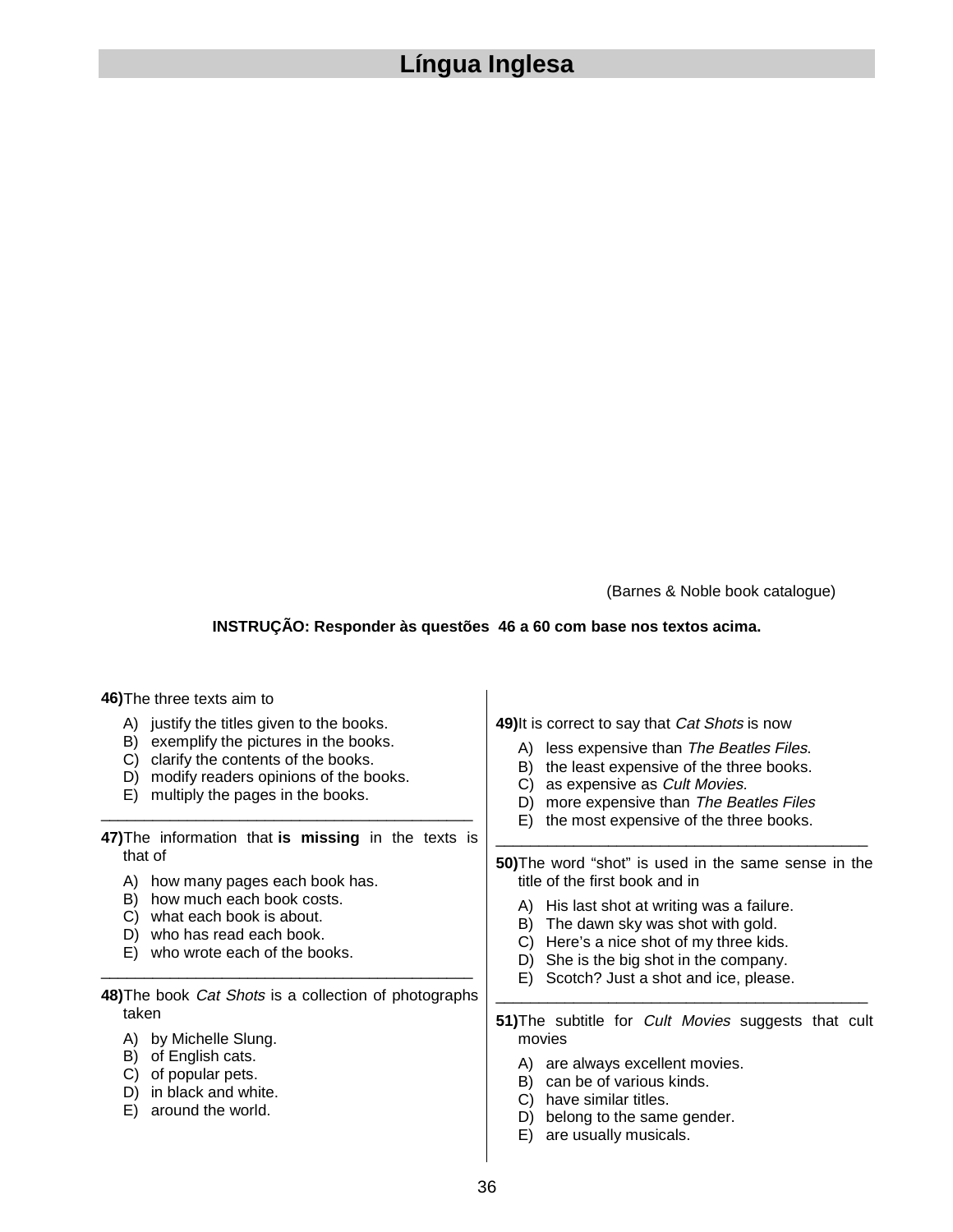# Língua Inglesa

(Barnes & Noble book catalogue)

**INSTRUÇÃO: Responder às questões 46 a 60 com base nos textos acima.**

**46)** The three texts aim to

A) justify the titles given to the books.
B) exemplify the pictures in the books.
C) clarify the contents of the books.
D) modify readers opinions of the books.
E) multiply the pages in the books.

---

**47)** The information that **is missing** in the texts is that of

A) how many pages each book has.
B) how much each book costs.
C) what each book is about.
D) who has read each book.
E) who wrote each of the books.

---

**48)** The book *Cat Shots* is a collection of photographs taken

A) by Michelle Slung.
B) of English cats.
C) of popular pets.
D) in black and white.
E) around the world.

**49)** It is correct to say that *Cat Shots* is now

A) less expensive than *The Beatles Files*.
B) the least expensive of the three books.
C) as expensive as *Cult Movies.*
D) more expensive than *The Beatles Files*
E) the most expensive of the three books.

---

**50)** The word "shot" is used in the same sense in the title of the first book and in

A) His last shot at writing was a failure.
B) The dawn sky was shot with gold.
C) Here's a nice shot of my three kids.
D) She is the big shot in the company.
E) Scotch? Just a shot and ice, please.

---

**51)** The subtitle for *Cult Movies* suggests that cult movies

A) are always excellent movies.
B) can be of various kinds.
C) have similar titles.
D) belong to the same gender.
E) are usually musicals.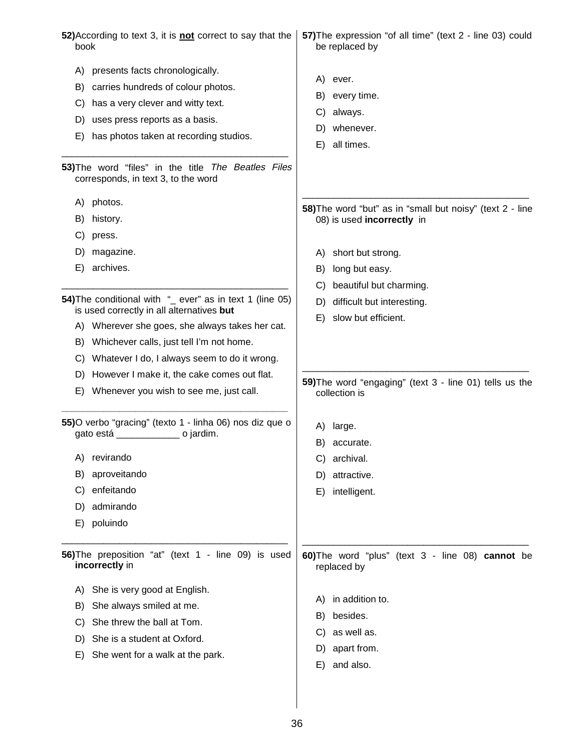**52)** According to text 3, it is **not** correct to say that the book

A) presents facts chronologically.
B) carries hundreds of colour photos.
C) has a very clever and witty text.
D) uses press reports as a basis.
E) has photos taken at recording studios.

---

**53)** The word "files" in the title *The Beatles Files* corresponds, in text 3, to the word

A) photos.
B) history.
C) press.
D) magazine.
E) archives.

---

**54)** The conditional with "_ ever" as in text 1 (line 05) is used correctly in all alternatives **but**

A) Wherever she goes, she always takes her cat.
B) Whichever calls, just tell I'm not home.
C) Whatever I do, I always seem to do it wrong.
D) However I make it, the cake comes out flat.
E) Whenever you wish to see me, just call.

---

**55)** O verbo "gracing" (texto 1 - linha 06) nos diz que o gato está ____________ o jardim.

A) revirando
B) aproveitando
C) enfeitando
D) admirando
E) poluindo

---

**56)** The preposition "at" (text 1 - line 09) is used **incorrectly** in

A) She is very good at English.
B) She always smiled at me.
C) She threw the ball at Tom.
D) She is a student at Oxford.
E) She went for a walk at the park.

---

**57)** The expression "of all time" (text 2 - line 03) could be replaced by

A) ever.
B) every time.
C) always.
D) whenever.
E) all times.

---

**58)** The word "but" as in "small but noisy" (text 2 - line 08) is used **incorrectly** in

A) short but strong.
B) long but easy.
C) beautiful but charming.
D) difficult but interesting.
E) slow but efficient.

---

**59)** The word "engaging" (text 3 - line 01) tells us the collection is

A) large.
B) accurate.
C) archival.
D) attractive.
E) intelligent.

---

**60)** The word "plus" (text 3 - line 08) **cannot** be replaced by

A) in addition to.
B) besides.
C) as well as.
D) apart from.
E) and also.